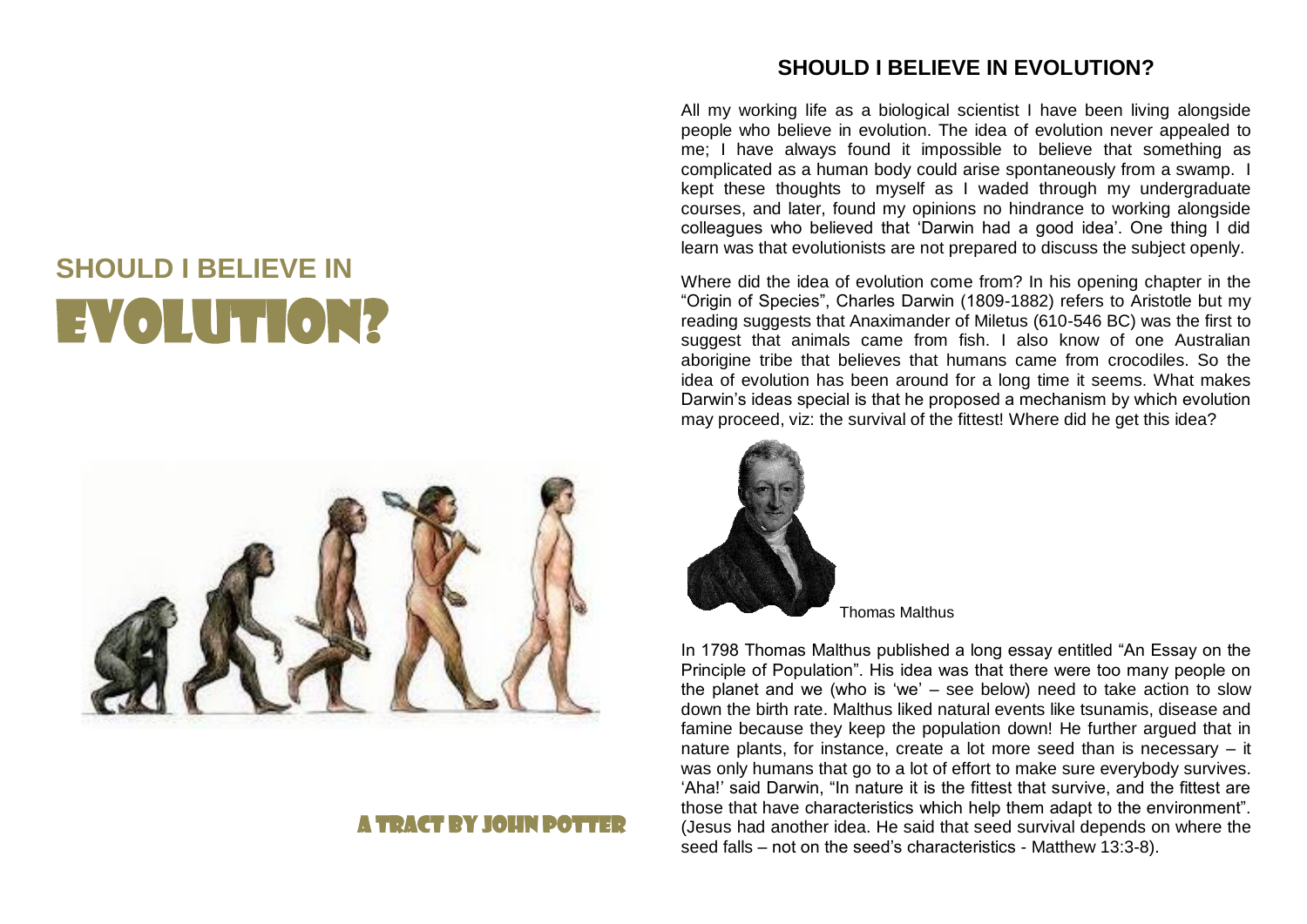# SHOULD I BELIEVE IN EVOLUTION?

A TRACT BY JOHN POTTER

## SHOULD I BELIEVE IN EVOLUTION?

All my working life as a biological scientist I have been living alongside people who believe in evolution. The idea of evolution never appealed to me; I have always found it impossible to believe that something as complicated as a human body could arise spontaneously from a swamp. I kept these thoughts to myself as I waded through my undergraduate courses, and later, found my opinions no hindrance to working alongside colleagues who believed that 'Darwin had a good idea'. One thing I did learn was that evolutionists are not prepared to discuss the subject openly.

Where did the idea of evolution come from? In his opening chapter in the "Origin of Species", Charles Darwin (1809-1882) refers to Aristotle but my reading suggests that Anaximander of Miletus (610-546 BC) was the first to suggest that animals came from fish. I also know of one Australian aborigine tribe that believes that humans came from crocodiles. So the idea of evolution has been around for a long time it seems. What makes Darwin's ideas special is that he proposed a mechanism by which evolution may proceed, viz: the survival of the fittest! Where did he get this idea?

Thomas Malthus

In 1798 Thomas Malthus published a long essay entitled "An Essay on the Principle of Population". His idea was that there were too many people on the planet and we (who is 'we' – see below) need to take action to slow down the birth rate. Malthus liked natural events like tsunamis, disease and famine because they keep the population down! He further argued that in nature plants, for instance, create a lot more seed than is necessary – it was only humans that go to a lot of effort to make sure everybody survives. 'Aha!' said Darwin, "In nature it is the fittest that survive, and the fittest are those that have characteristics which help them adapt to the environment". (Jesus had another idea. He said that seed survival depends on where the seed falls – not on the seed's characteristics - Matthew 13:3-8).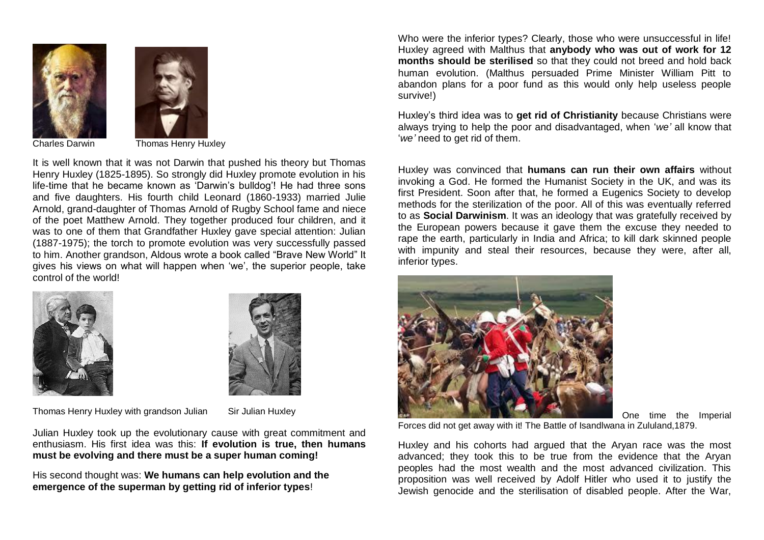Charles Darwin

Thomas Henry Huxley

It is well known that it was not Darwin that pushed his theory but Thomas Henry Huxley (1825-1895). So strongly did Huxley promote evolution in his life-time that he became known as 'Darwin's bulldog'! He had three sons and five daughters. His fourth child Leonard (1860-1933) married Julie Arnold, grand-daughter of Thomas Arnold of Rugby School fame and niece of the poet Matthew Arnold. They together produced four children, and it was to one of them that Grandfather Huxley gave special attention: Julian (1887-1975); the torch to promote evolution was very successfully passed to him. Another grandson, Aldous wrote a book called "Brave New World" It gives his views on what will happen when 'we', the superior people, take control of the world!

Thomas Henry Huxley with grandson Julian

Sir Julian Huxley

Julian Huxley took up the evolutionary cause with great commitment and enthusiasm. His first idea was this: **If evolution is true, then humans must be evolving and there must be a super human coming!**

His second thought was: **We humans can help evolution and the emergence of the superman by getting rid of inferior types**!

Who were the inferior types? Clearly, those who were unsuccessful in life! Huxley agreed with Malthus that **anybody who was out of work for 12 months should be sterilised** so that they could not breed and hold back human evolution. (Malthus persuaded Prime Minister William Pitt to abandon plans for a poor fund as this would only help useless people survive!)

Huxley's third idea was to **get rid of Christianity** because Christians were always trying to help the poor and disadvantaged, when '*we'* all know that '*we'* need to get rid of them.

Huxley was convinced that **humans can run their own affairs** without invoking a God. He formed the Humanist Society in the UK, and was its first President. Soon after that, he formed a Eugenics Society to develop methods for the sterilization of the poor. All of this was eventually referred to as **Social Darwinism**. It was an ideology that was gratefully received by the European powers because it gave them the excuse they needed to rape the earth, particularly in India and Africa; to kill dark skinned people with impunity and steal their resources, because they were, after all, inferior types.

One time the Imperial Forces did not get away with it! The Battle of Isandlwana in Zululand,1879.

Huxley and his cohorts had argued that the Aryan race was the most advanced; they took this to be true from the evidence that the Aryan peoples had the most wealth and the most advanced civilization. This proposition was well received by Adolf Hitler who used it to justify the Jewish genocide and the sterilisation of disabled people. After the War,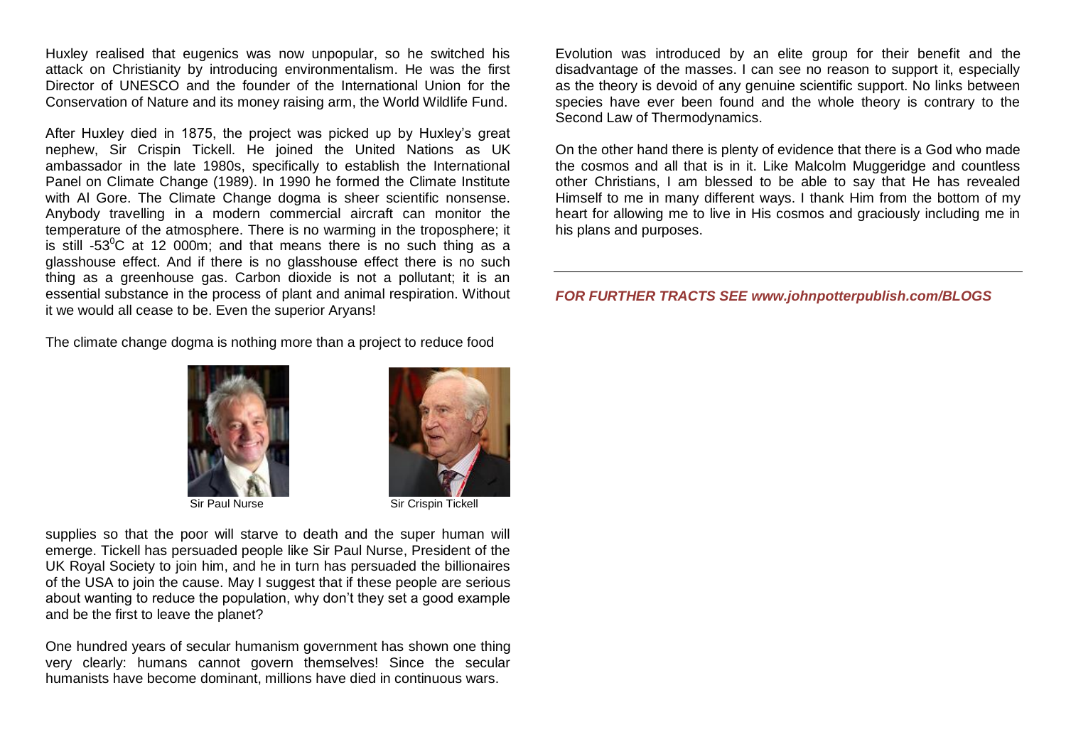Huxley realised that eugenics was now unpopular, so he switched his attack on Christianity by introducing environmentalism. He was the first Director of UNESCO and the founder of the International Union for the Conservation of Nature and its money raising arm, the World Wildlife Fund.

After Huxley died in 1875, the project was picked up by Huxley's great nephew, Sir Crispin Tickell. He joined the United Nations as UK ambassador in the late 1980s, specifically to establish the International Panel on Climate Change (1989). In 1990 he formed the Climate Institute with Al Gore. The Climate Change dogma is sheer scientific nonsense. Anybody travelling in a modern commercial aircraft can monitor the temperature of the atmosphere. There is no warming in the troposphere; it is still -53$^0$C at 12 000m; and that means there is no such thing as a glasshouse effect. And if there is no glasshouse effect there is no such thing as a greenhouse gas. Carbon dioxide is not a pollutant; it is an essential substance in the process of plant and animal respiration. Without it we would all cease to be. Even the superior Aryans!

The climate change dogma is nothing more than a project to reduce food supplies so that the poor will starve to death and the super human will emerge. Tickell has persuaded people like Sir Paul Nurse, President of the UK Royal Society to join him, and he in turn has persuaded the billionaires of the USA to join the cause. May I suggest that if these people are serious about wanting to reduce the population, why don't they set a good example and be the first to leave the planet?

Sir Paul Nurse

Sir Crispin Tickell

One hundred years of secular humanism government has shown one thing very clearly: humans cannot govern themselves! Since the secular humanists have become dominant, millions have died in continuous wars.

Evolution was introduced by an elite group for their benefit and the disadvantage of the masses. I can see no reason to support it, especially as the theory is devoid of any genuine scientific support. No links between species have ever been found and the whole theory is contrary to the Second Law of Thermodynamics.

On the other hand there is plenty of evidence that there is a God who made the cosmos and all that is in it. Like Malcolm Muggeridge and countless other Christians, I am blessed to be able to say that He has revealed Himself to me in many different ways. I thank Him from the bottom of my heart for allowing me to live in His cosmos and graciously including me in his plans and purposes.

---

***FOR FURTHER TRACTS SEE www.johnpotterpublish.com/BLOGS***